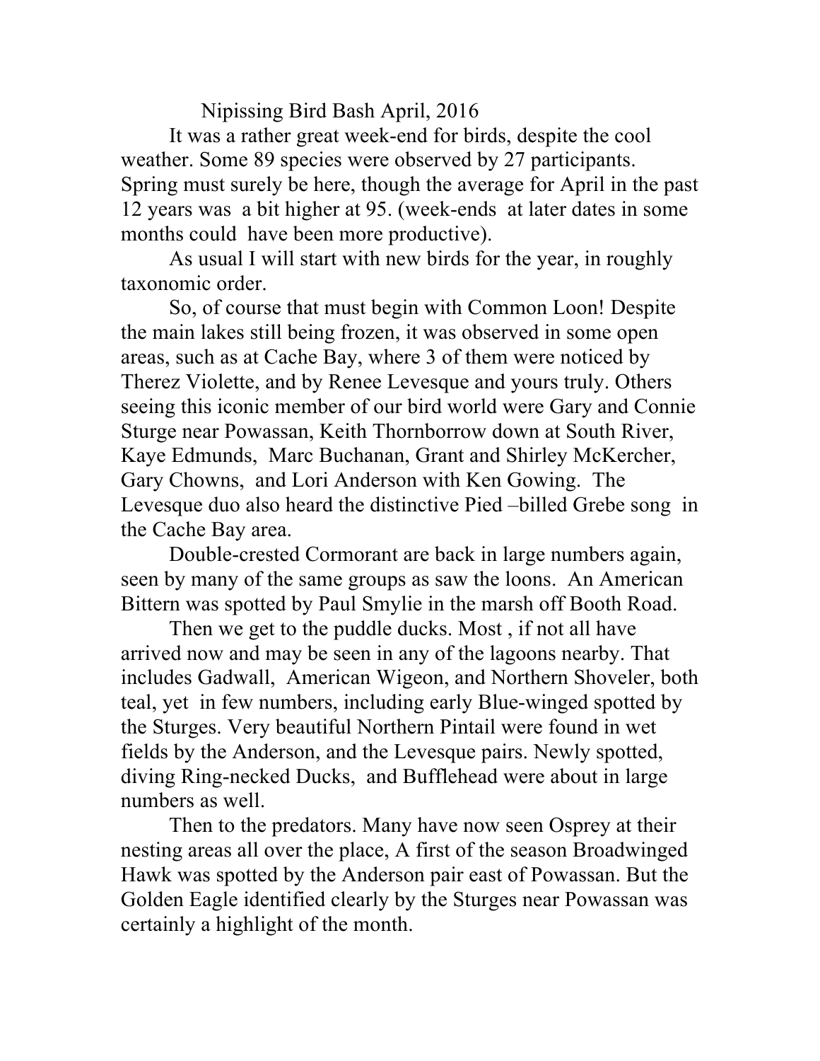# Nipissing Bird Bash April, 2016

It was a rather great week-end for birds, despite the cool weather. Some 89 species were observed by 27 participants. Spring must surely be here, though the average for April in the past 12 years was a bit higher at 95. (week-ends at later dates in some months could have been more productive).

As usual I will start with new birds for the year, in roughly taxonomic order.

So, of course that must begin with Common Loon! Despite the main lakes still being frozen, it was observed in some open areas, such as at Cache Bay, where 3 of them were noticed by Therez Violette, and by Renee Levesque and yours truly. Others seeing this iconic member of our bird world were Gary and Connie Sturge near Powassan, Keith Thornborrow down at South River, Kaye Edmunds, Marc Buchanan, Grant and Shirley McKercher, Gary Chowns, and Lori Anderson with Ken Gowing. The Levesque duo also heard the distinctive Pied –billed Grebe song in the Cache Bay area.

Double-crested Cormorant are back in large numbers again, seen by many of the same groups as saw the loons. An American Bittern was spotted by Paul Smylie in the marsh off Booth Road.

Then we get to the puddle ducks. Most , if not all have arrived now and may be seen in any of the lagoons nearby. That includes Gadwall, American Wigeon, and Northern Shoveler, both teal, yet in few numbers, including early Blue-winged spotted by the Sturges. Very beautiful Northern Pintail were found in wet fields by the Anderson, and the Levesque pairs. Newly spotted, diving Ring-necked Ducks, and Bufflehead were about in large numbers as well.

Then to the predators. Many have now seen Osprey at their nesting areas all over the place, A first of the season Broadwinged Hawk was spotted by the Anderson pair east of Powassan. But the Golden Eagle identified clearly by the Sturges near Powassan was certainly a highlight of the month.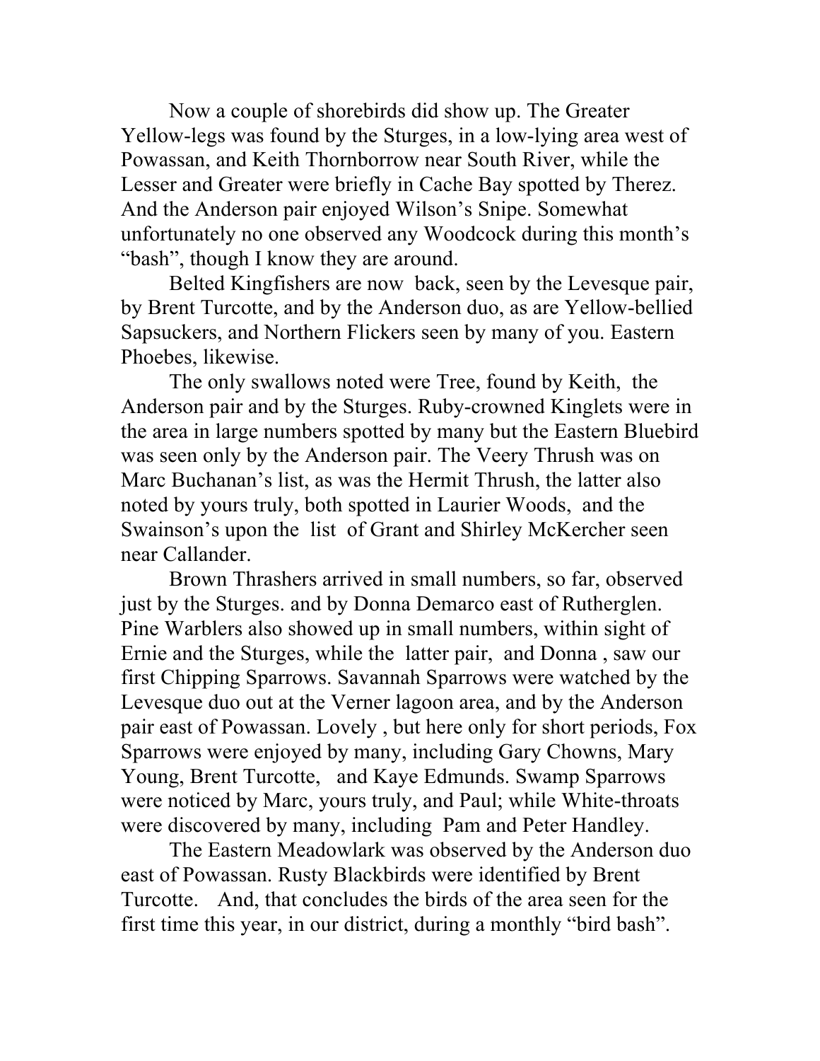Now a couple of shorebirds did show up. The Greater Yellow-legs was found by the Sturges, in a low-lying area west of Powassan, and Keith Thornborrow near South River, while the Lesser and Greater were briefly in Cache Bay spotted by Therez. And the Anderson pair enjoyed Wilson's Snipe. Somewhat unfortunately no one observed any Woodcock during this month's "bash", though I know they are around.

Belted Kingfishers are now back, seen by the Levesque pair, by Brent Turcotte, and by the Anderson duo, as are Yellow-bellied Sapsuckers, and Northern Flickers seen by many of you. Eastern Phoebes, likewise.

The only swallows noted were Tree, found by Keith, the Anderson pair and by the Sturges. Ruby-crowned Kinglets were in the area in large numbers spotted by many but the Eastern Bluebird was seen only by the Anderson pair. The Veery Thrush was on Marc Buchanan's list, as was the Hermit Thrush, the latter also noted by yours truly, both spotted in Laurier Woods, and the Swainson's upon the list of Grant and Shirley McKercher seen near Callander.

Brown Thrashers arrived in small numbers, so far, observed just by the Sturges. and by Donna Demarco east of Rutherglen. Pine Warblers also showed up in small numbers, within sight of Ernie and the Sturges, while the latter pair, and Donna , saw our first Chipping Sparrows. Savannah Sparrows were watched by the Levesque duo out at the Verner lagoon area, and by the Anderson pair east of Powassan. Lovely , but here only for short periods, Fox Sparrows were enjoyed by many, including Gary Chowns, Mary Young, Brent Turcotte, and Kaye Edmunds. Swamp Sparrows were noticed by Marc, yours truly, and Paul; while White-throats were discovered by many, including Pam and Peter Handley.

The Eastern Meadowlark was observed by the Anderson duo east of Powassan. Rusty Blackbirds were identified by Brent Turcotte. And, that concludes the birds of the area seen for the first time this year, in our district, during a monthly "bird bash".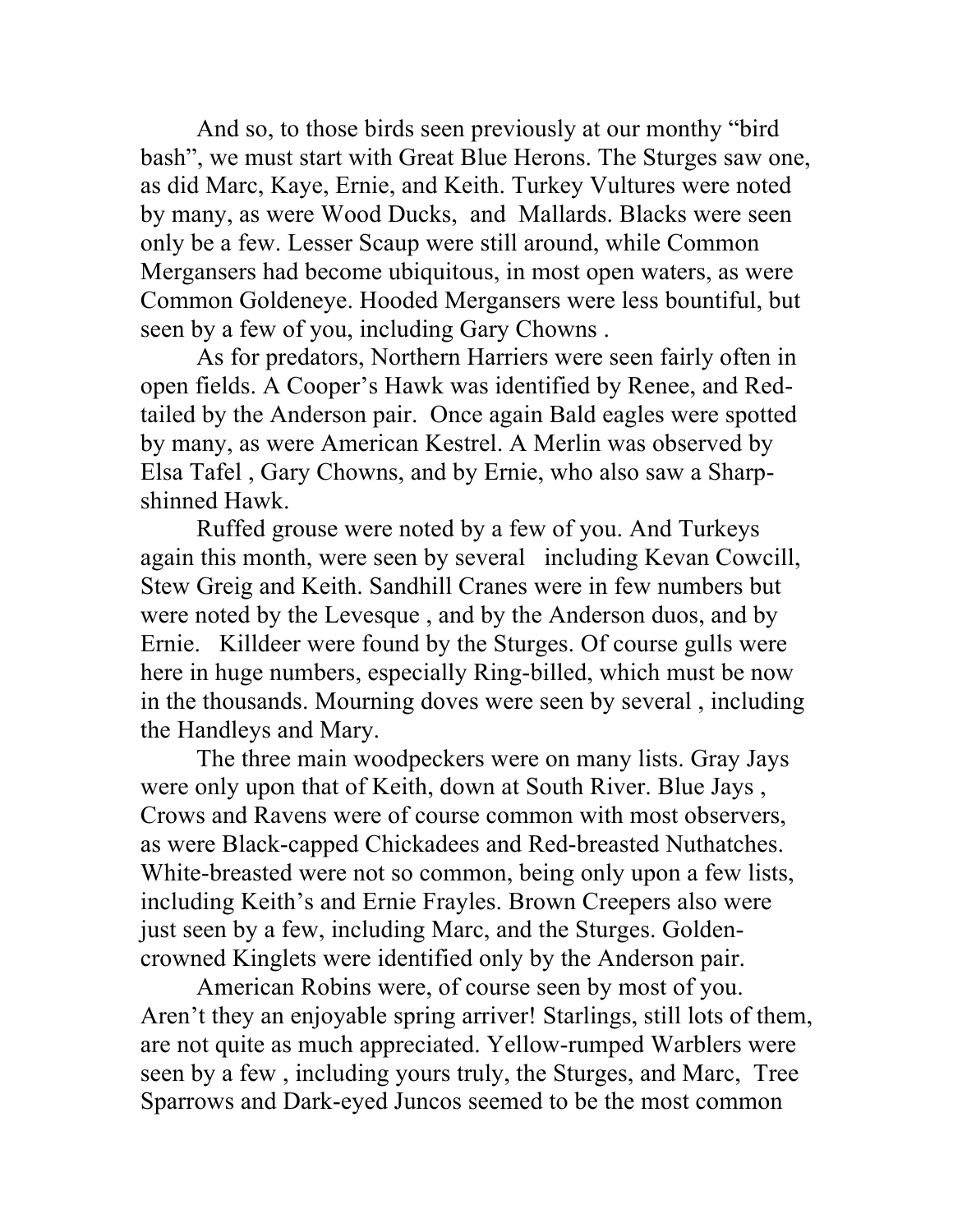And so, to those birds seen previously at our monthy "bird bash", we must start with Great Blue Herons. The Sturges saw one, as did Marc, Kaye, Ernie, and Keith. Turkey Vultures were noted by many, as were Wood Ducks, and Mallards. Blacks were seen only be a few. Lesser Scaup were still around, while Common Mergansers had become ubiquitous, in most open waters, as were Common Goldeneye. Hooded Mergansers were less bountiful, but seen by a few of you, including Gary Chowns .

As for predators, Northern Harriers were seen fairly often in open fields. A Cooper's Hawk was identified by Renee, and Red-tailed by the Anderson pair. Once again Bald eagles were spotted by many, as were American Kestrel. A Merlin was observed by Elsa Tafel , Gary Chowns, and by Ernie, who also saw a Sharp-shinned Hawk.

Ruffed grouse were noted by a few of you. And Turkeys again this month, were seen by several including Kevan Cowcill, Stew Greig and Keith. Sandhill Cranes were in few numbers but were noted by the Levesque , and by the Anderson duos, and by Ernie. Killdeer were found by the Sturges. Of course gulls were here in huge numbers, especially Ring-billed, which must be now in the thousands. Mourning doves were seen by several , including the Handleys and Mary.

The three main woodpeckers were on many lists. Gray Jays were only upon that of Keith, down at South River. Blue Jays , Crows and Ravens were of course common with most observers, as were Black-capped Chickadees and Red-breasted Nuthatches. White-breasted were not so common, being only upon a few lists, including Keith's and Ernie Frayles. Brown Creepers also were just seen by a few, including Marc, and the Sturges. Golden-crowned Kinglets were identified only by the Anderson pair.

American Robins were, of course seen by most of you. Aren't they an enjoyable spring arriver! Starlings, still lots of them, are not quite as much appreciated. Yellow-rumped Warblers were seen by a few , including yours truly, the Sturges, and Marc, Tree Sparrows and Dark-eyed Juncos seemed to be the most common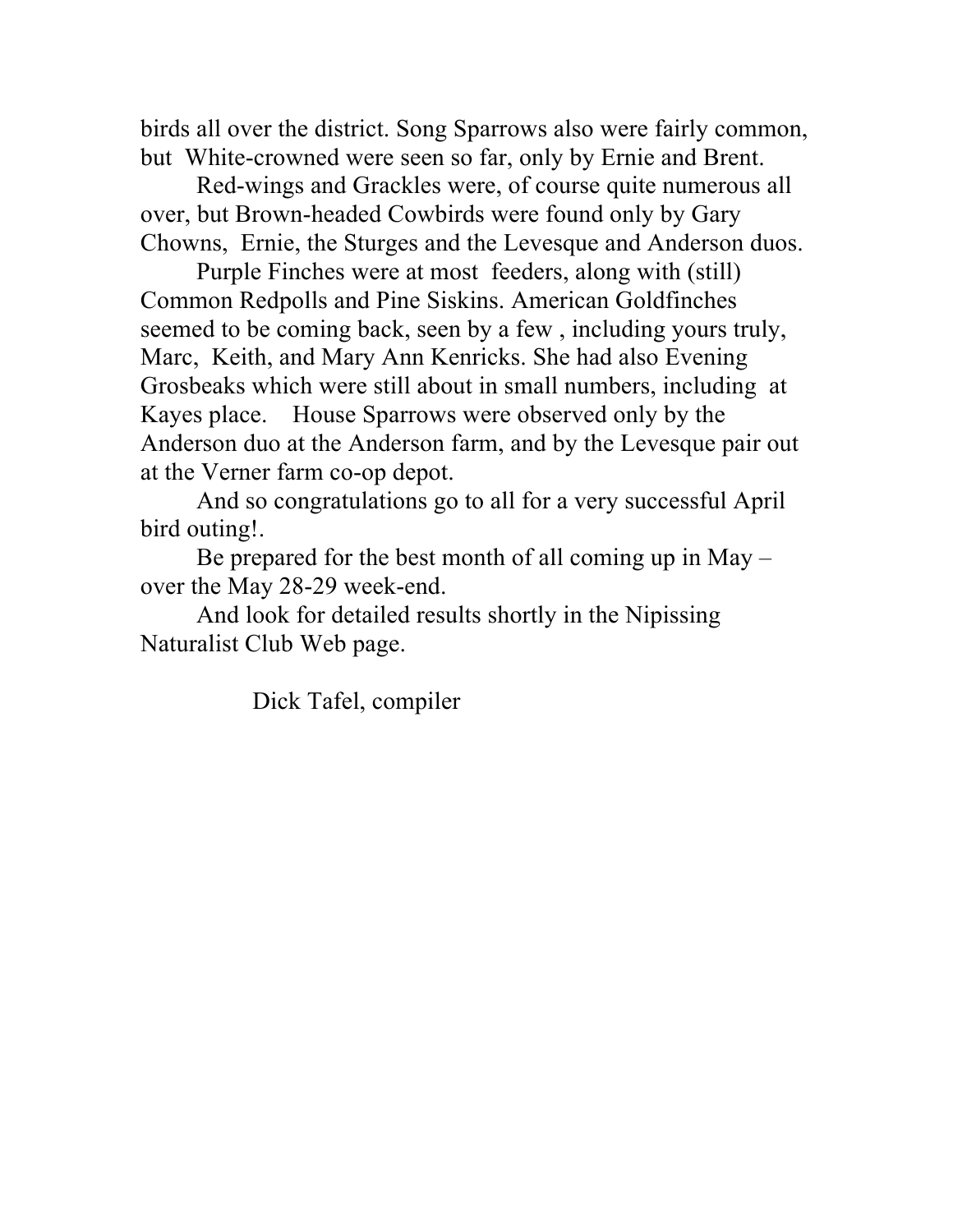birds all over the district. Song Sparrows also were fairly common, but White-crowned were seen so far, only by Ernie and Brent.

Red-wings and Grackles were, of course quite numerous all over, but Brown-headed Cowbirds were found only by Gary Chowns, Ernie, the Sturges and the Levesque and Anderson duos.

Purple Finches were at most feeders, along with (still) Common Redpolls and Pine Siskins. American Goldfinches seemed to be coming back, seen by a few , including yours truly, Marc, Keith, and Mary Ann Kenricks. She had also Evening Grosbeaks which were still about in small numbers, including at Kayes place. House Sparrows were observed only by the Anderson duo at the Anderson farm, and by the Levesque pair out at the Verner farm co-op depot.

And so congratulations go to all for a very successful April bird outing!.

Be prepared for the best month of all coming up in May – over the May 28-29 week-end.

And look for detailed results shortly in the Nipissing Naturalist Club Web page.

Dick Tafel, compiler